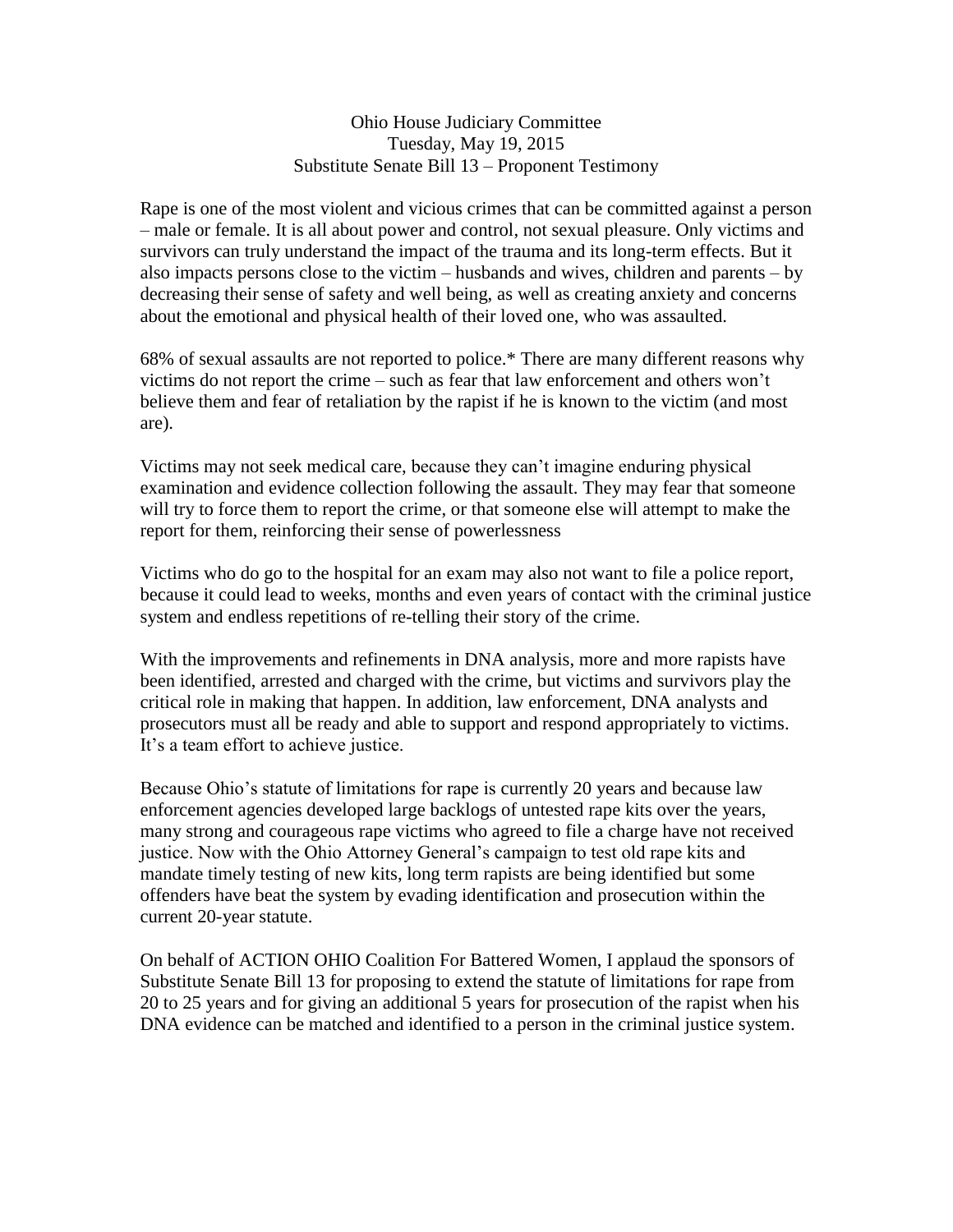Ohio House Judiciary Committee
Tuesday, May 19, 2015
Substitute Senate Bill 13 – Proponent Testimony

Rape is one of the most violent and vicious crimes that can be committed against a person – male or female. It is all about power and control, not sexual pleasure. Only victims and survivors can truly understand the impact of the trauma and its long-term effects. But it also impacts persons close to the victim – husbands and wives, children and parents – by decreasing their sense of safety and well being, as well as creating anxiety and concerns about the emotional and physical health of their loved one, who was assaulted.

68% of sexual assaults are not reported to police.* There are many different reasons why victims do not report the crime – such as fear that law enforcement and others won't believe them and fear of retaliation by the rapist if he is known to the victim (and most are).

Victims may not seek medical care, because they can't imagine enduring physical examination and evidence collection following the assault. They may fear that someone will try to force them to report the crime, or that someone else will attempt to make the report for them, reinforcing their sense of powerlessness

Victims who do go to the hospital for an exam may also not want to file a police report, because it could lead to weeks, months and even years of contact with the criminal justice system and endless repetitions of re-telling their story of the crime.

With the improvements and refinements in DNA analysis, more and more rapists have been identified, arrested and charged with the crime, but victims and survivors play the critical role in making that happen. In addition, law enforcement, DNA analysts and prosecutors must all be ready and able to support and respond appropriately to victims. It's a team effort to achieve justice.

Because Ohio's statute of limitations for rape is currently 20 years and because law enforcement agencies developed large backlogs of untested rape kits over the years, many strong and courageous rape victims who agreed to file a charge have not received justice. Now with the Ohio Attorney General's campaign to test old rape kits and mandate timely testing of new kits, long term rapists are being identified but some offenders have beat the system by evading identification and prosecution within the current 20-year statute.

On behalf of ACTION OHIO Coalition For Battered Women, I applaud the sponsors of Substitute Senate Bill 13 for proposing to extend the statute of limitations for rape from 20 to 25 years and for giving an additional 5 years for prosecution of the rapist when his DNA evidence can be matched and identified to a person in the criminal justice system.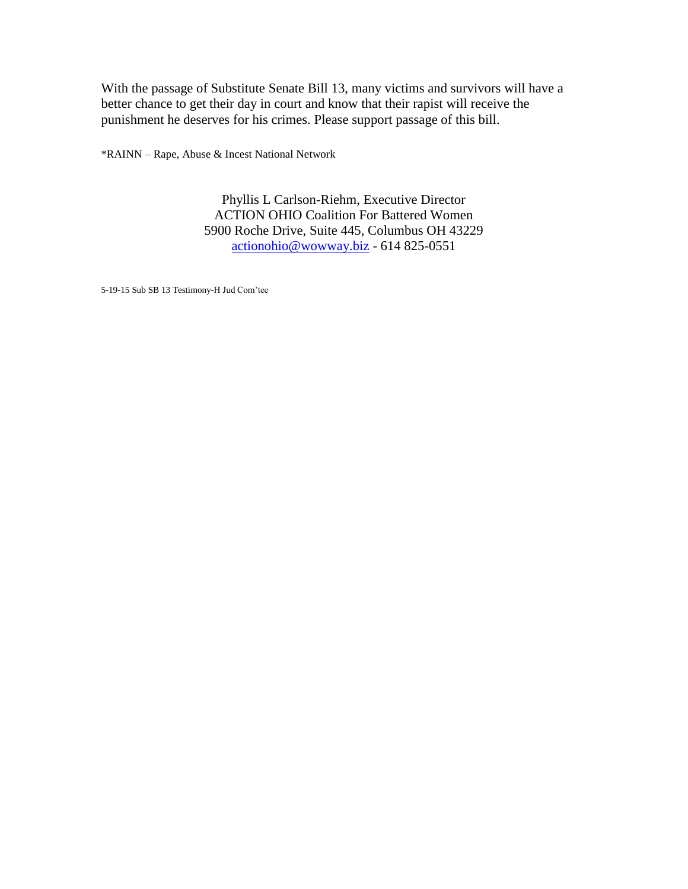With the passage of Substitute Senate Bill 13, many victims and survivors will have a better chance to get their day in court and know that their rapist will receive the punishment he deserves for his crimes. Please support passage of this bill.

*RAINN – Rape, Abuse & Incest National Network

Phyllis L Carlson-Riehm, Executive Director
ACTION OHIO Coalition For Battered Women
5900 Roche Drive, Suite 445, Columbus OH 43229
actionohio@wowway.biz - 614 825-0551

5-19-15 Sub SB 13 Testimony-H Jud Com'tee